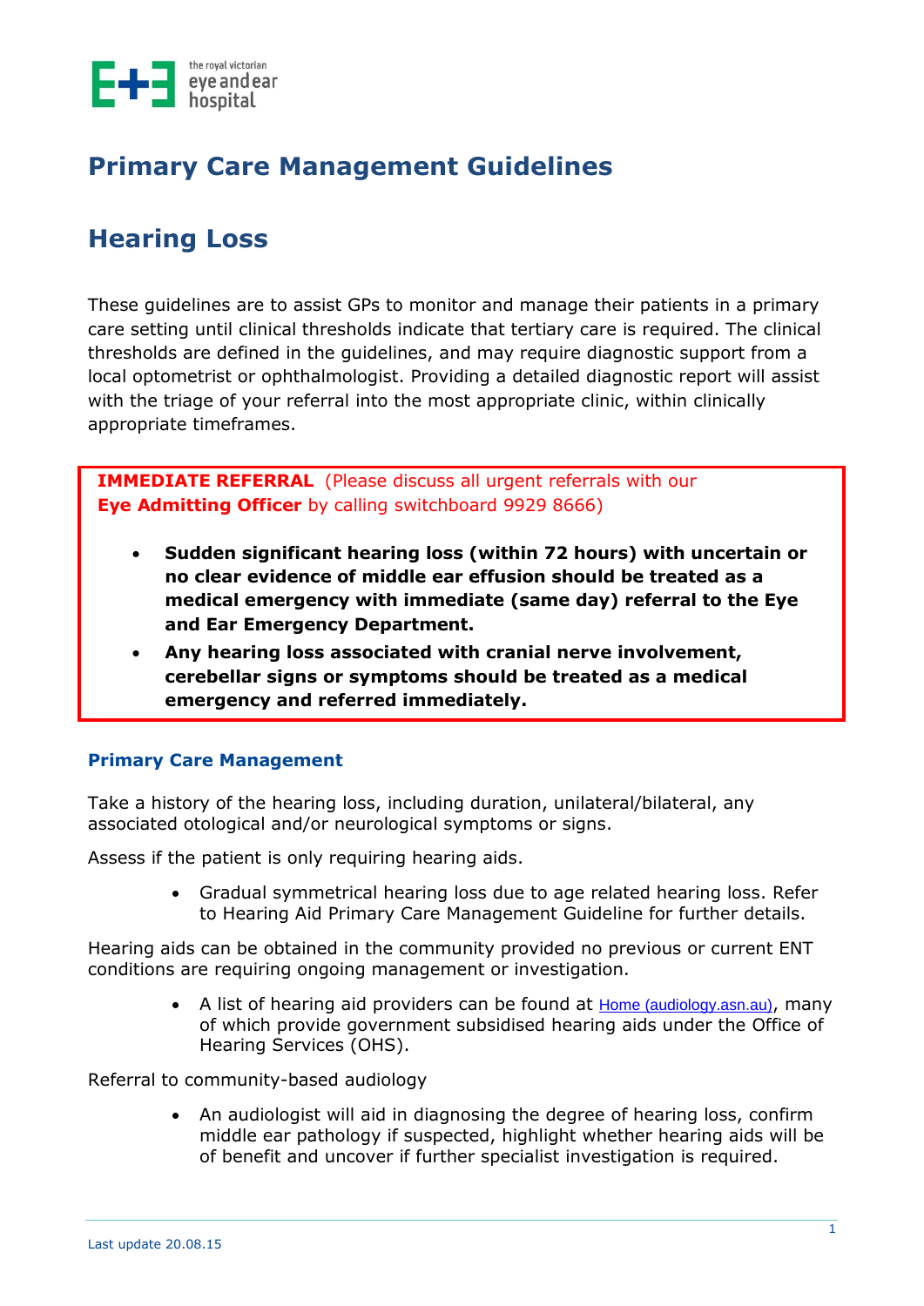# Primary Care Management Guidelines

## Hearing Loss

These guidelines are to assist GPs to monitor and manage their patients in a primary care setting until clinical thresholds indicate that tertiary care is required. The clinical thresholds are defined in the guidelines, and may require diagnostic support from a local optometrist or ophthalmologist. Providing a detailed diagnostic report will assist with the triage of your referral into the most appropriate clinic, within clinically appropriate timeframes.

**IMMEDIATE REFERRAL** (Please discuss all urgent referrals with our **Eye Admitting Officer** by calling switchboard 9929 8666)

- **Sudden significant hearing loss (within 72 hours) with uncertain or no clear evidence of middle ear effusion should be treated as a medical emergency with immediate (same day) referral to the Eye and Ear Emergency Department.**
- **Any hearing loss associated with cranial nerve involvement, cerebellar signs or symptoms should be treated as a medical emergency and referred immediately.**

### Primary Care Management

Take a history of the hearing loss, including duration, unilateral/bilateral, any associated otological and/or neurological symptoms or signs.

Assess if the patient is only requiring hearing aids.

- Gradual symmetrical hearing loss due to age related hearing loss. Refer to Hearing Aid Primary Care Management Guideline for further details.

Hearing aids can be obtained in the community provided no previous or current ENT conditions are requiring ongoing management or investigation.

- A list of hearing aid providers can be found at Home (audiology.asn.au), many of which provide government subsidised hearing aids under the Office of Hearing Services (OHS).

Referral to community-based audiology

- An audiologist will aid in diagnosing the degree of hearing loss, confirm middle ear pathology if suspected, highlight whether hearing aids will be of benefit and uncover if further specialist investigation is required.

Last update 20.08.15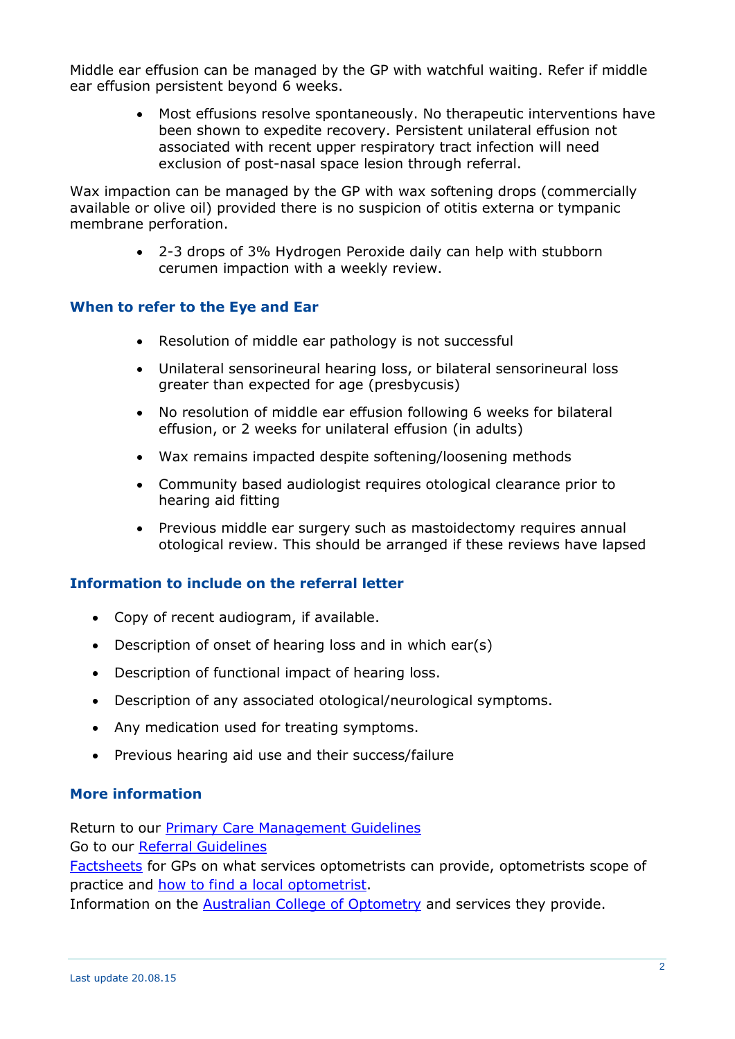Middle ear effusion can be managed by the GP with watchful waiting. Refer if middle ear effusion persistent beyond 6 weeks.

- Most effusions resolve spontaneously. No therapeutic interventions have been shown to expedite recovery. Persistent unilateral effusion not associated with recent upper respiratory tract infection will need exclusion of post-nasal space lesion through referral.

Wax impaction can be managed by the GP with wax softening drops (commercially available or olive oil) provided there is no suspicion of otitis externa or tympanic membrane perforation.

- 2-3 drops of 3% Hydrogen Peroxide daily can help with stubborn cerumen impaction with a weekly review.

### When to refer to the Eye and Ear

- Resolution of middle ear pathology is not successful
- Unilateral sensorineural hearing loss, or bilateral sensorineural loss greater than expected for age (presbycusis)
- No resolution of middle ear effusion following 6 weeks for bilateral effusion, or 2 weeks for unilateral effusion (in adults)
- Wax remains impacted despite softening/loosening methods
- Community based audiologist requires otological clearance prior to hearing aid fitting
- Previous middle ear surgery such as mastoidectomy requires annual otological review. This should be arranged if these reviews have lapsed

### Information to include on the referral letter

- Copy of recent audiogram, if available.
- Description of onset of hearing loss and in which ear(s)
- Description of functional impact of hearing loss.
- Description of any associated otological/neurological symptoms.
- Any medication used for treating symptoms.
- Previous hearing aid use and their success/failure

### More information

Return to our Primary Care Management Guidelines
Go to our Referral Guidelines
Factsheets for GPs on what services optometrists can provide, optometrists scope of practice and how to find a local optometrist.
Information on the Australian College of Optometry and services they provide.

Last update 20.08.15